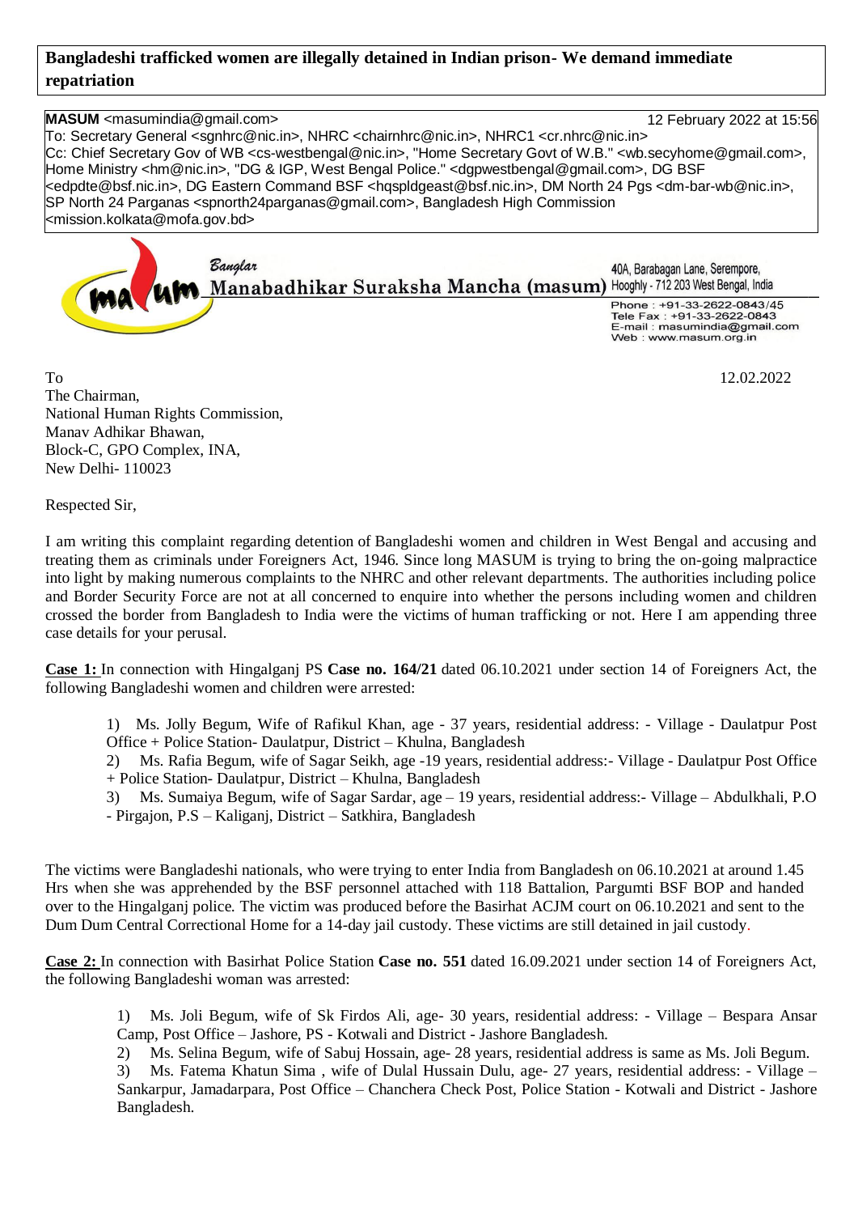**Bangladeshi trafficked women are illegally detained in Indian prison- We demand immediate repatriation**

**MASUM** <masumindia@gmail.com> 12 February 2022 at 15:56

To: Secretary General <sgnhrc@nic.in>, NHRC <chairnhrc@nic.in>, NHRC1 <cr.nhrc@nic.in>
Cc: Chief Secretary Gov of WB <cs-westbengal@nic.in>, "Home Secretary Govt of W.B." <wb.secyhome@gmail.com>, Home Ministry <hm@nic.in>, "DG & IGP, West Bengal Police." <dgpwestbengal@gmail.com>, DG BSF <edpdte@bsf.nic.in>, DG Eastern Command BSF <hqspldgeast@bsf.nic.in>, DM North 24 Pgs <dm-bar-wb@nic.in>, SP North 24 Parganas <spnorth24parganas@gmail.com>, Bangladesh High Commission <mission.kolkata@mofa.gov.bd>

masum Banglar Manabadhikar Suraksha Mancha (masum)

40A, Barabagan Lane, Serempore,
Hooghly - 712 203 West Bengal, India
Phone : +91-33-2622-0843/45
Tele Fax : +91-33-2622-0843
E-mail : masumindia@gmail.com
Web : www.masum.org.in

To
The Chairman,
National Human Rights Commission,
Manav Adhikar Bhawan,
Block-C, GPO Complex, INA,
New Delhi- 110023

12.02.2022

Respected Sir,

I am writing this complaint regarding detention of Bangladeshi women and children in West Bengal and accusing and treating them as criminals under Foreigners Act, 1946. Since long MASUM is trying to bring the on-going malpractice into light by making numerous complaints to the NHRC and other relevant departments. The authorities including police and Border Security Force are not at all concerned to enquire into whether the persons including women and children crossed the border from Bangladesh to India were the victims of human trafficking or not. Here I am appending three case details for your perusal.

**Case 1:** In connection with Hingalganj PS **Case no. 164/21** dated 06.10.2021 under section 14 of Foreigners Act, the following Bangladeshi women and children were arrested:

1) Ms. Jolly Begum, Wife of Rafikul Khan, age - 37 years, residential address: - Village - Daulatpur Post Office + Police Station- Daulatpur, District – Khulna, Bangladesh
2) Ms. Rafia Begum, wife of Sagar Seikh, age -19 years, residential address:- Village - Daulatpur Post Office + Police Station- Daulatpur, District – Khulna, Bangladesh
3) Ms. Sumaiya Begum, wife of Sagar Sardar, age – 19 years, residential address:- Village – Abdulkhali, P.O - Pirgajon, P.S – Kaliganj, District – Satkhira, Bangladesh

The victims were Bangladeshi nationals, who were trying to enter India from Bangladesh on 06.10.2021 at around 1.45 Hrs when she was apprehended by the BSF personnel attached with 118 Battalion, Pargumti BSF BOP and handed over to the Hingalganj police. The victim was produced before the Basirhat ACJM court on 06.10.2021 and sent to the Dum Dum Central Correctional Home for a 14-day jail custody. These victims are still detained in jail custody.

**Case 2:** In connection with Basirhat Police Station **Case no. 551** dated 16.09.2021 under section 14 of Foreigners Act, the following Bangladeshi woman was arrested:

1) Ms. Joli Begum, wife of Sk Firdos Ali, age- 30 years, residential address: - Village – Bespara Ansar Camp, Post Office – Jashore, PS - Kotwali and District - Jashore Bangladesh.
2) Ms. Selina Begum, wife of Sabuj Hossain, age- 28 years, residential address is same as Ms. Joli Begum.
3) Ms. Fatema Khatun Sima , wife of Dulal Hussain Dulu, age- 27 years, residential address: - Village – Sankarpur, Jamadarpara, Post Office – Chanchera Check Post, Police Station - Kotwali and District - Jashore Bangladesh.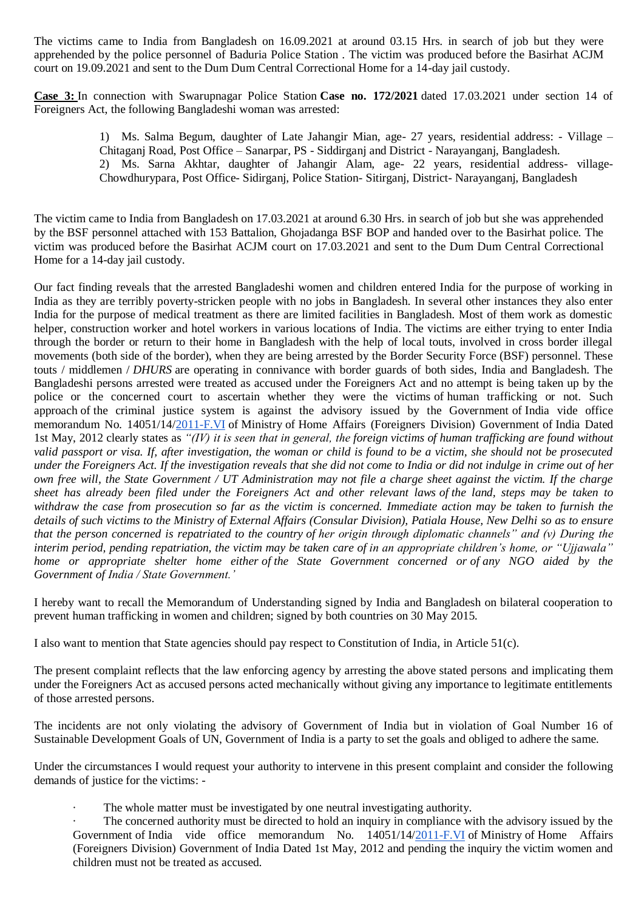The victims came to India from Bangladesh on 16.09.2021 at around 03.15 Hrs. in search of job but they were apprehended by the police personnel of Baduria Police Station . The victim was produced before the Basirhat ACJM court on 19.09.2021 and sent to the Dum Dum Central Correctional Home for a 14-day jail custody.

**Case 3:** In connection with Swarupnagar Police Station **Case no. 172/2021** dated 17.03.2021 under section 14 of Foreigners Act, the following Bangladeshi woman was arrested:

> 1) Ms. Salma Begum, daughter of Late Jahangir Mian, age- 27 years, residential address: - Village – Chitaganj Road, Post Office – Sanarpar, PS - Siddirganj and District - Narayanganj, Bangladesh.
> 2) Ms. Sarna Akhtar, daughter of Jahangir Alam, age- 22 years, residential address- village- Chowdhurypara, Post Office- Sidirganj, Police Station- Sitirganj, District- Narayanganj, Bangladesh

The victim came to India from Bangladesh on 17.03.2021 at around 6.30 Hrs. in search of job but she was apprehended by the BSF personnel attached with 153 Battalion, Ghojadanga BSF BOP and handed over to the Basirhat police. The victim was produced before the Basirhat ACJM court on 17.03.2021 and sent to the Dum Dum Central Correctional Home for a 14-day jail custody.

Our fact finding reveals that the arrested Bangladeshi women and children entered India for the purpose of working in India as they are terribly poverty-stricken people with no jobs in Bangladesh. In several other instances they also enter India for the purpose of medical treatment as there are limited facilities in Bangladesh. Most of them work as domestic helper, construction worker and hotel workers in various locations of India. The victims are either trying to enter India through the border or return to their home in Bangladesh with the help of local touts, involved in cross border illegal movements (both side of the border), when they are being arrested by the Border Security Force (BSF) personnel. These touts / middlemen / *DHURS* are operating in connivance with border guards of both sides, India and Bangladesh. The Bangladeshi persons arrested were treated as accused under the Foreigners Act and no attempt is being taken up by the police or the concerned court to ascertain whether they were the victims of human trafficking or not. Such approach of the criminal justice system is against the advisory issued by the Government of India vide office memorandum No. 14051/14/2011-F.VI of Ministry of Home Affairs (Foreigners Division) Government of India Dated 1st May, 2012 clearly states as *"(IV) it is seen that in general, the foreign victims of human trafficking are found without valid passport or visa. If, after investigation, the woman or child is found to be a victim, she should not be prosecuted under the Foreigners Act. If the investigation reveals that she did not come to India or did not indulge in crime out of her own free will, the State Government / UT Administration may not file a charge sheet against the victim. If the charge sheet has already been filed under the Foreigners Act and other relevant laws of the land, steps may be taken to withdraw the case from prosecution so far as the victim is concerned. Immediate action may be taken to furnish the details of such victims to the Ministry of External Affairs (Consular Division), Patiala House, New Delhi so as to ensure that the person concerned is repatriated to the country of her origin through diplomatic channels" and (v) During the interim period, pending repatriation, the victim may be taken care of in an appropriate children's home, or "Ujjawala" home or appropriate shelter home either of the State Government concerned or of any NGO aided by the Government of India / State Government.'*

I hereby want to recall the Memorandum of Understanding signed by India and Bangladesh on bilateral cooperation to prevent human trafficking in women and children; signed by both countries on 30 May 2015.

I also want to mention that State agencies should pay respect to Constitution of India, in Article 51(c).

The present complaint reflects that the law enforcing agency by arresting the above stated persons and implicating them under the Foreigners Act as accused persons acted mechanically without giving any importance to legitimate entitlements of those arrested persons.

The incidents are not only violating the advisory of Government of India but in violation of Goal Number 16 of Sustainable Development Goals of UN, Government of India is a party to set the goals and obliged to adhere the same.

Under the circumstances I would request your authority to intervene in this present complaint and consider the following demands of justice for the victims: -

- The whole matter must be investigated by one neutral investigating authority.
- The concerned authority must be directed to hold an inquiry in compliance with the advisory issued by the Government of India vide office memorandum No. 14051/14/2011-F.VI of Ministry of Home Affairs (Foreigners Division) Government of India Dated 1st May, 2012 and pending the inquiry the victim women and children must not be treated as accused.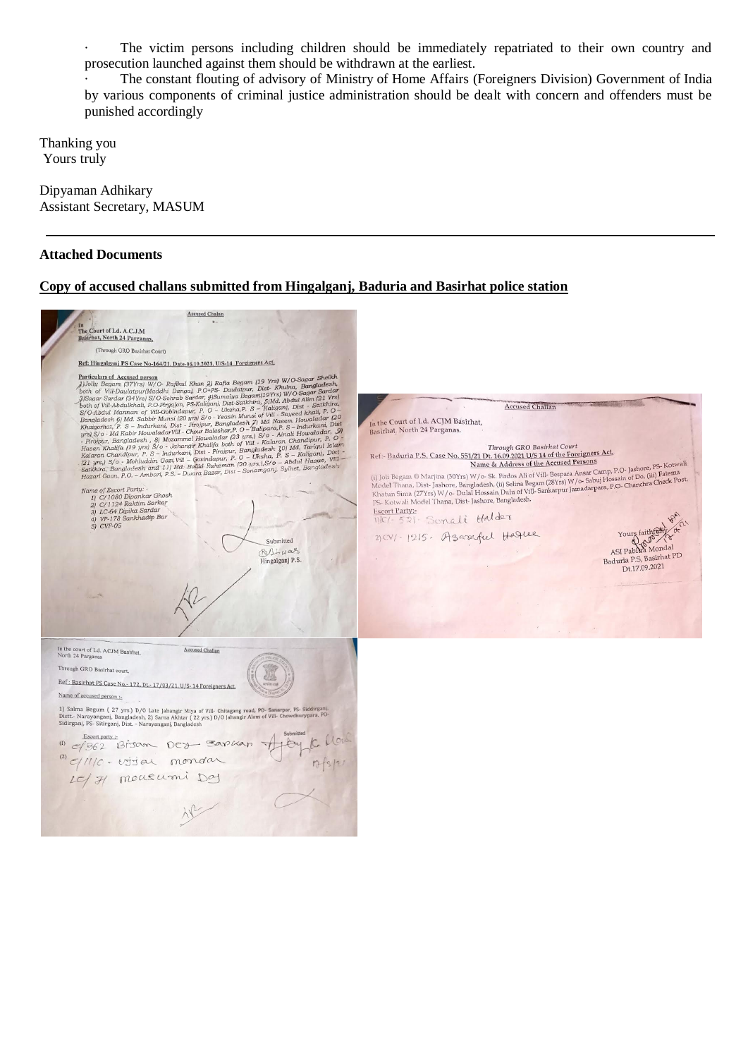- The victim persons including children should be immediately repatriated to their own country and prosecution launched against them should be withdrawn at the earliest.
- The constant flouting of advisory of Ministry of Home Affairs (Foreigners Division) Government of India by various components of criminal justice administration should be dealt with concern and offenders must be punished accordingly

Thanking you
Yours truly

Dipyaman Adhikary
Assistant Secretary, MASUM

---

**Attached Documents**

**Copy of accused challans submitted from Hingalganj, Baduria and Basirhat police station**

Accused Chalan

In
The Court of Ld. A.C.J.M
Basirhat, North 24 Parganas.

(Through GRO Basirhat Court)

Ref: Hingalganj PS Case No-164/21, Date-06.10.2021, U/S-14 Foreigners Act.

Particulars of Accused person
1) Jolly Begam (37Yrs) W/O- Rafikul Khan 2) Rafia Begam (19 Yrs) W/O-Sagar Sheikh both of Vill-Daulatpur(Maddhi Danga), P.O+PS- Daulatpur, Dist- Khulna, Bangladesh, 3)Sagar Sardar (34Yrs) S/O-Sohrab Sardar, 4)Sumaiya Begam(19Yrs) W/O-Sagar Sardar both of Vill-Abdulkhali, P.O-Pirgajon, PS-Kaliganj, Dist-Satkhira, 5)Md. Abdul Alim (21 Yrs) S/O-Abdul Mannan of Vill-Gobindapur, P. O – Uksha,P. S – Kaliganj, Dist - Satkhira, Bangladesh 6) Md. Sabbir Munsi (20 yrs) S/o - Yeasin Munsi of Vill - Sayeed khali, P. O – Khaigorhat, P. S – Indurkani, Dist - Pirojpur, Bangladesh 7) Md Naeem Howaladar (20 yrs) S/o - Md Kabir HowaladarVill - Chour Baleshar,P. O – Balipara,P. S – Indurkani, Dist - Pirojpur, Bangladesh , 8) Mozammel Howaladar (23 yrs.) S/o - Ainali Howaladar, 9) Hasan Khalifa (19 yrs) S/o - Jahangir Khalifa both of Vill - Kalaran Chandipur, P. O - Kalaran Chandipur, P. S – Indurkani, Dist - Pirojpur, Bangladesh 10) Md. Tariqul Islam (21 yrs.) S/o - Mohiuddin Gazi,Vill – Govindapur, P. O – Uksha, P. S – Kaliganj, Dist – Satkhira, Bangladesh and 11) Md. Bahid Raheman (20 yrs.),S/o – Abdul Haque, Vill – Hazari Gaon, P.O. – Ambari, P.S. – Duara Bazar, Dist – Sonamganj, Sylhet, Bangladesh

Name of Escort Party: -
1) C/ 1080 Dipankar Ghosh
2) C/ 1124 Raktim Sarkar
3) LC-64 Dipika Sardar
4) VP-178 Sankhadip Bar
5) CVP-05

Submitted
Hingalganj P.S.

---

Accused Challan

In the Court of Ld. ACJM Basirhat,
Basirhat, North 24 Parganas.

Through GRO Basirhat Court

Ref:- Baduria P.S. Case No. 551/21 Dt. 16.09.2021 U/S 14 of the Foreigners Act.

Name & Address of the Accused Persons

(i) Joli Begam @ Marjina (30Yrs) W/o- Sk. Firdos Ali of Vill- Bespara Ansar Camp, P.O- Jashore, PS- Kotwali Model Thana, Dist- Jashore, Bangladesh, (ii) Selina Begam (28Yrs) W/o- Sabuj Hossain of Do, (iii) Fatema Khatun Sima (27Yrs) W/o- Dulal Hossain Dulu of Vill- Sankarpur Jamadarpara, P.O- Chanchra Check Post, PS- Kotwali Model Thana, Dist- Jashore, Bangladesh.

Escort Party:-
1) LC/- 521- Sonali Halder
2) CV/- 1215- Asaraful Haque

Yours faithfully
ASI Pabitra Mondal
Baduria P.S, Basirhat PD
Dt.17.09.2021

---

Accused Challan

In the court of Ld. ACJM Basirhat,
North 24 Parganas

Through GRO Basirhat court.

Ref : Basirhat PS Case No.- 172, Dt.- 17/03/21, U/S- 14 Foreigners Act.

Name of accused person :-

1) Salma Begum ( 27 yrs.) D/O Late Jahangir Miya of Vill- Chitagang road, PO- Sanarpar, PS- Siddirganj, Distt.- Narayanganj, Bangladesh, 2) Sarna Akhtar ( 22 yrs.) D/O Jahangir Alam of Vill- Chowdhurypara, PO- Sidirganj, PS- Sitirganj, Dist. – Narayanganj, Bangladesh

Escort party :-
(1) C/862 Bitan Dey Sarkar
(2) C/111C - Ujjal Mondal
LC/71 Mousumi Dey

Submitted
Ajoy K. Das
17/3/21